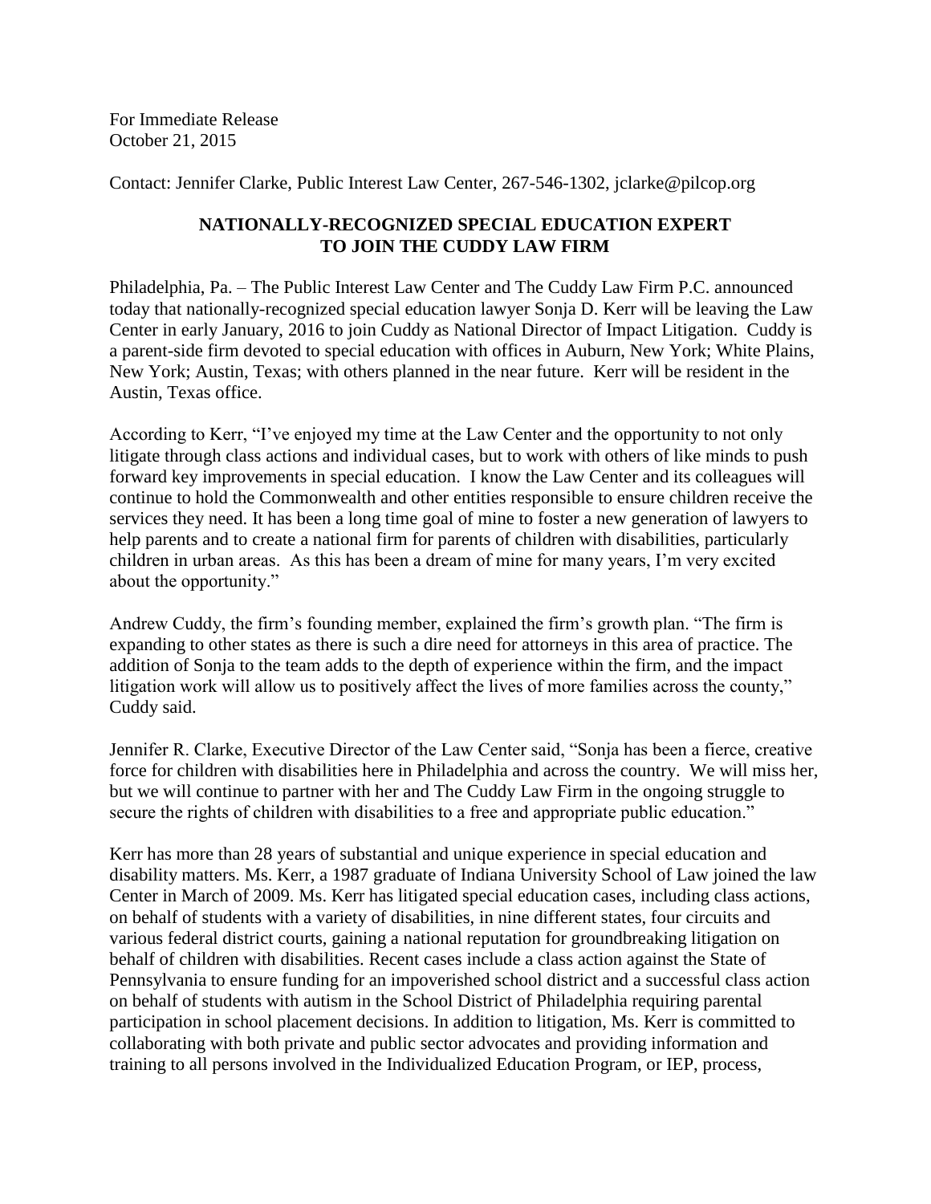For Immediate Release
October 21, 2015

Contact: Jennifer Clarke, Public Interest Law Center, 267-546-1302, jclarke@pilcop.org

**NATIONALLY-RECOGNIZED SPECIAL EDUCATION EXPERT TO JOIN THE CUDDY LAW FIRM**

Philadelphia, Pa. – The Public Interest Law Center and The Cuddy Law Firm P.C. announced today that nationally-recognized special education lawyer Sonja D. Kerr will be leaving the Law Center in early January, 2016 to join Cuddy as National Director of Impact Litigation. Cuddy is a parent-side firm devoted to special education with offices in Auburn, New York; White Plains, New York; Austin, Texas; with others planned in the near future. Kerr will be resident in the Austin, Texas office.

According to Kerr, "I've enjoyed my time at the Law Center and the opportunity to not only litigate through class actions and individual cases, but to work with others of like minds to push forward key improvements in special education. I know the Law Center and its colleagues will continue to hold the Commonwealth and other entities responsible to ensure children receive the services they need. It has been a long time goal of mine to foster a new generation of lawyers to help parents and to create a national firm for parents of children with disabilities, particularly children in urban areas. As this has been a dream of mine for many years, I'm very excited about the opportunity."

Andrew Cuddy, the firm's founding member, explained the firm's growth plan. "The firm is expanding to other states as there is such a dire need for attorneys in this area of practice. The addition of Sonja to the team adds to the depth of experience within the firm, and the impact litigation work will allow us to positively affect the lives of more families across the county," Cuddy said.

Jennifer R. Clarke, Executive Director of the Law Center said, "Sonja has been a fierce, creative force for children with disabilities here in Philadelphia and across the country. We will miss her, but we will continue to partner with her and The Cuddy Law Firm in the ongoing struggle to secure the rights of children with disabilities to a free and appropriate public education."

Kerr has more than 28 years of substantial and unique experience in special education and disability matters. Ms. Kerr, a 1987 graduate of Indiana University School of Law joined the law Center in March of 2009. Ms. Kerr has litigated special education cases, including class actions, on behalf of students with a variety of disabilities, in nine different states, four circuits and various federal district courts, gaining a national reputation for groundbreaking litigation on behalf of children with disabilities. Recent cases include a class action against the State of Pennsylvania to ensure funding for an impoverished school district and a successful class action on behalf of students with autism in the School District of Philadelphia requiring parental participation in school placement decisions. In addition to litigation, Ms. Kerr is committed to collaborating with both private and public sector advocates and providing information and training to all persons involved in the Individualized Education Program, or IEP, process,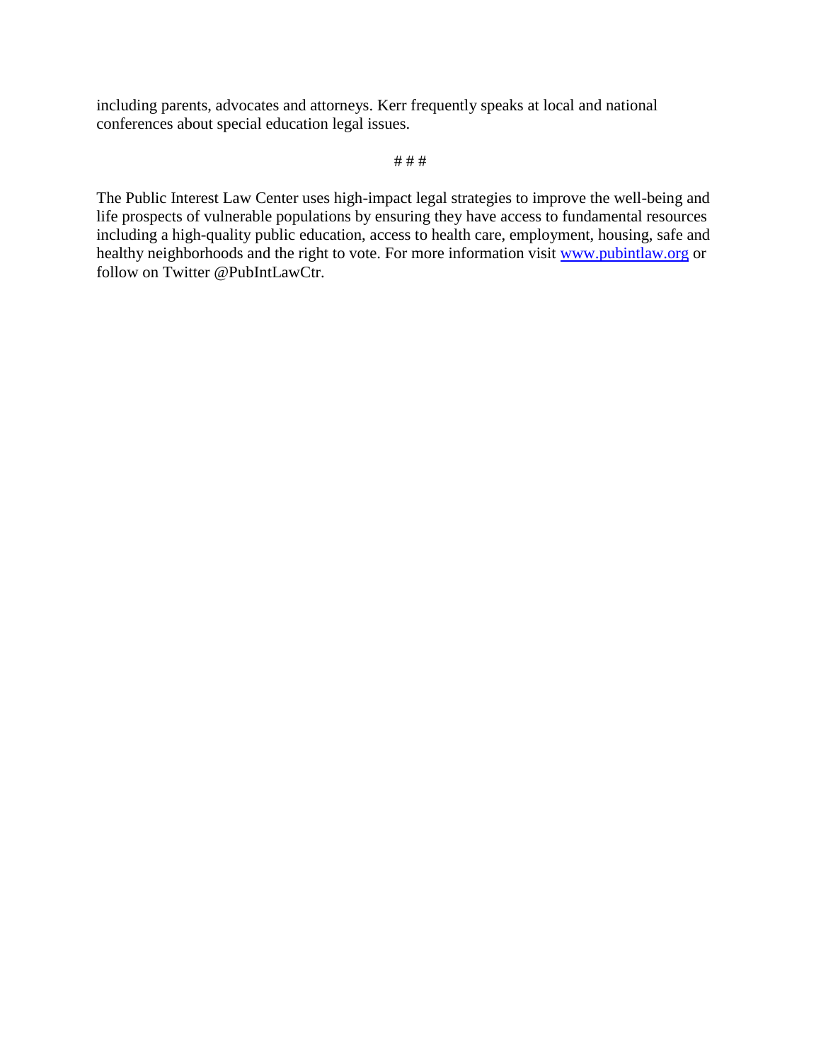including parents, advocates and attorneys. Kerr frequently speaks at local and national conferences about special education legal issues.

# # #

The Public Interest Law Center uses high-impact legal strategies to improve the well-being and life prospects of vulnerable populations by ensuring they have access to fundamental resources including a high-quality public education, access to health care, employment, housing, safe and healthy neighborhoods and the right to vote. For more information visit [www.pubintlaw.org](http://www.pubintlaw.org) or follow on Twitter @PubIntLawCtr.